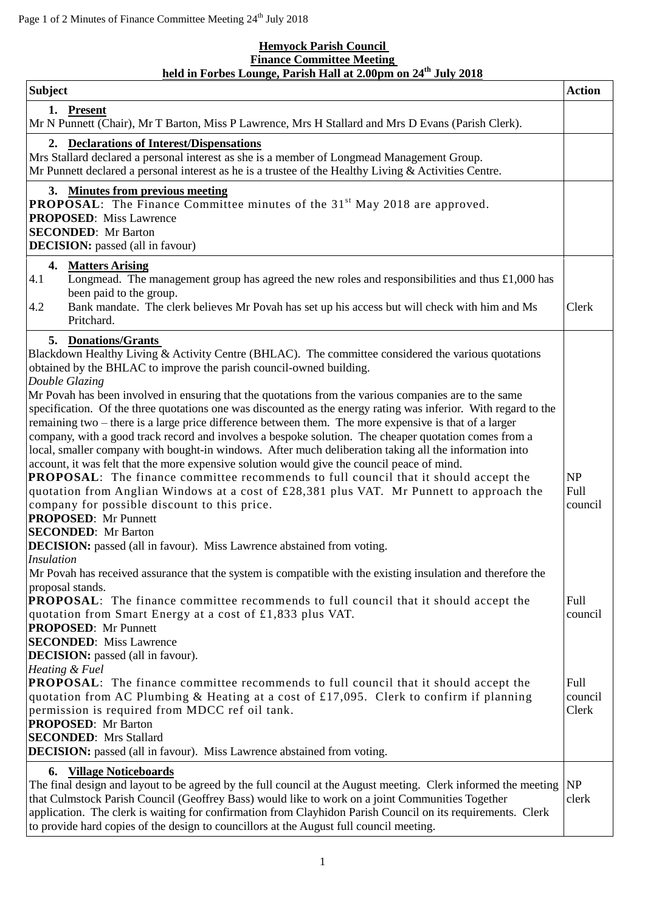**Hemyock Parish Council**
**Finance Committee Meeting**
**held in Forbes Lounge, Parish Hall at 2.00pm on 24th July 2018**

| Subject | Action |
|---|---|
| **1. Present**<br>Mr N Punnett (Chair), Mr T Barton, Miss P Lawrence, Mrs H Stallard and Mrs D Evans (Parish Clerk). | |
| **2. Declarations of Interest/Dispensations**<br>Mrs Stallard declared a personal interest as she is a member of Longmead Management Group.<br>Mr Punnett declared a personal interest as he is a trustee of the Healthy Living & Activities Centre. | |
| **3. Minutes from previous meeting**<br>**PROPOSAL**: The Finance Committee minutes of the 31st May 2018 are approved.<br>**PROPOSED**: Miss Lawrence<br>**SECONDED**: Mr Barton<br>**DECISION:** passed (all in favour) | |
| **4. Matters Arising**<br>4.1 Longmead. The management group has agreed the new roles and responsibilities and thus £1,000 has been paid to the group.<br>4.2 Bank mandate. The clerk believes Mr Povah has set up his access but will check with him and Ms Pritchard. | <br><br>Clerk |
| **5. Donations/Grants**<br>Blackdown Healthy Living & Activity Centre (BHLAC). The committee considered the various quotations obtained by the BHLAC to improve the parish council-owned building.<br>*Double Glazing*<br>Mr Povah has been involved in ensuring that the quotations from the various companies are to the same specification. Of the three quotations one was discounted as the energy rating was inferior. With regard to the remaining two – there is a large price difference between them. The more expensive is that of a larger company, with a good track record and involves a bespoke solution. The cheaper quotation comes from a local, smaller company with bought-in windows. After much deliberation taking all the information into account, it was felt that the more expensive solution would give the council peace of mind.<br>**PROPOSAL**: The finance committee recommends to full council that it should accept the quotation from Anglian Windows at a cost of £28,381 plus VAT. Mr Punnett to approach the company for possible discount to this price.<br>**PROPOSED**: Mr Punnett<br>**SECONDED**: Mr Barton<br>**DECISION:** passed (all in favour). Miss Lawrence abstained from voting.<br>*Insulation*<br>Mr Povah has received assurance that the system is compatible with the existing insulation and therefore the proposal stands.<br>**PROPOSAL**: The finance committee recommends to full council that it should accept the quotation from Smart Energy at a cost of £1,833 plus VAT.<br>**PROPOSED**: Mr Punnett<br>**SECONDED**: Miss Lawrence<br>**DECISION:** passed (all in favour).<br>*Heating & Fuel*<br>**PROPOSAL**: The finance committee recommends to full council that it should accept the quotation from AC Plumbing & Heating at a cost of £17,095. Clerk to confirm if planning permission is required from MDCC ref oil tank.<br>**PROPOSED**: Mr Barton<br>**SECONDED**: Mrs Stallard<br>**DECISION:** passed (all in favour). Miss Lawrence abstained from voting. | NP<br>Full council<br><br>Full council<br><br>Full council<br>Clerk |
| **6. Village Noticeboards**<br>The final design and layout to be agreed by the full council at the August meeting. Clerk informed the meeting that Culmstock Parish Council (Geoffrey Bass) would like to work on a joint Communities Together application. The clerk is waiting for confirmation from Clayhidon Parish Council on its requirements. Clerk to provide hard copies of the design to councillors at the August full council meeting. | NP<br>clerk |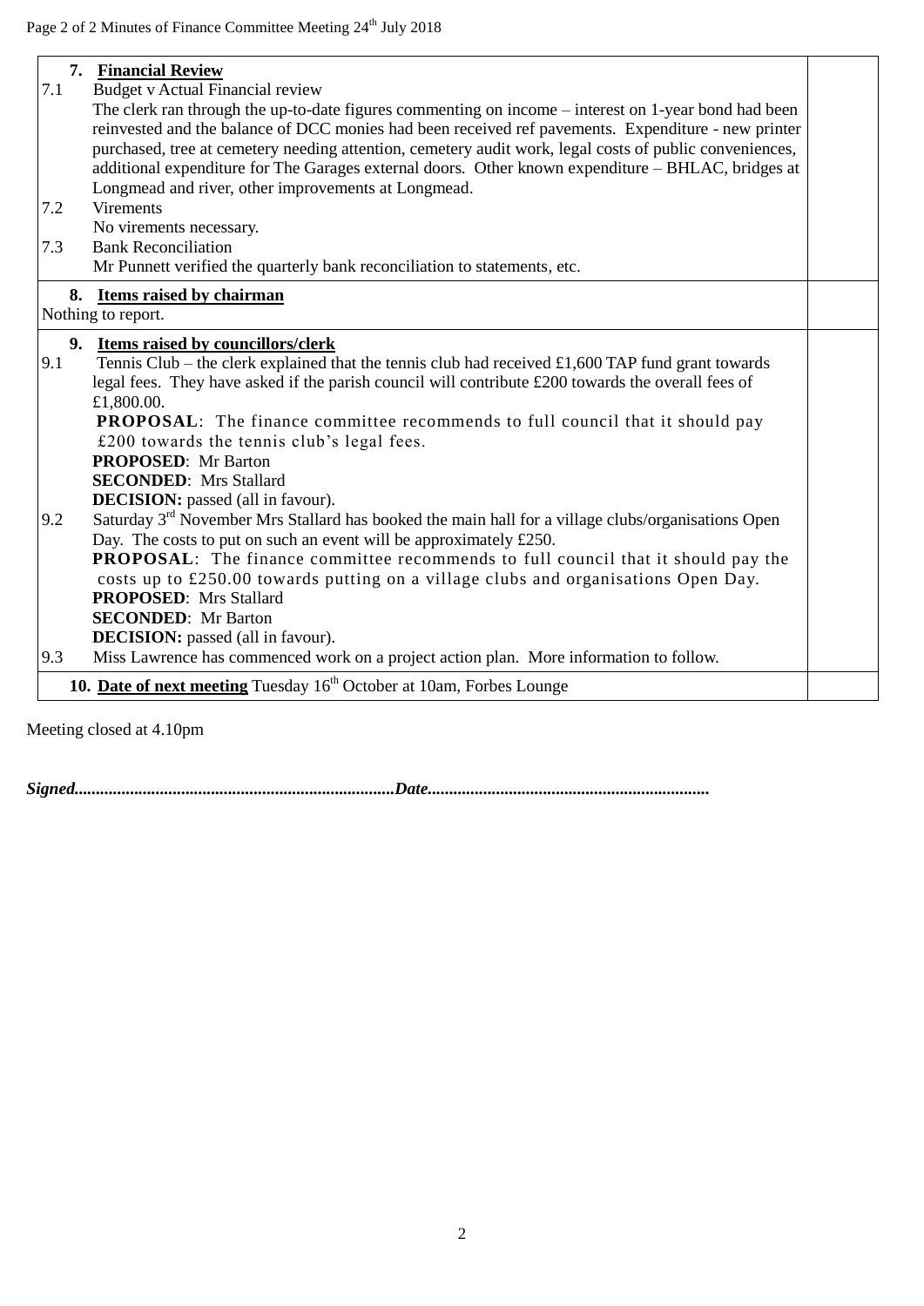## 7. Financial Review

7.1 Budget v Actual Financial review

The clerk ran through the up-to-date figures commenting on income – interest on 1-year bond had been reinvested and the balance of DCC monies had been received ref pavements. Expenditure - new printer purchased, tree at cemetery needing attention, cemetery audit work, legal costs of public conveniences, additional expenditure for The Garages external doors. Other known expenditure – BHLAC, bridges at Longmead and river, other improvements at Longmead.

7.2 Virements

No virements necessary.

7.3 Bank Reconciliation

Mr Punnett verified the quarterly bank reconciliation to statements, etc.

## 8. Items raised by chairman

Nothing to report.

## 9. Items raised by councillors/clerk

9.1 Tennis Club – the clerk explained that the tennis club had received £1,600 TAP fund grant towards legal fees. They have asked if the parish council will contribute £200 towards the overall fees of £1,800.00.

**PROPOSAL**: The finance committee recommends to full council that it should pay £200 towards the tennis club's legal fees.

**PROPOSED**: Mr Barton

**SECONDED**: Mrs Stallard

**DECISION:** passed (all in favour).

9.2 Saturday 3rd November Mrs Stallard has booked the main hall for a village clubs/organisations Open Day. The costs to put on such an event will be approximately £250.

**PROPOSAL**: The finance committee recommends to full council that it should pay the costs up to £250.00 towards putting on a village clubs and organisations Open Day.

**PROPOSED**: Mrs Stallard

**SECONDED**: Mr Barton

**DECISION:** passed (all in favour).

9.3 Miss Lawrence has commenced work on a project action plan. More information to follow.

## 10. Date of next meeting Tuesday 16th October at 10am, Forbes Lounge

Meeting closed at 4.10pm

***Signed..........................................................................Date................................................................***